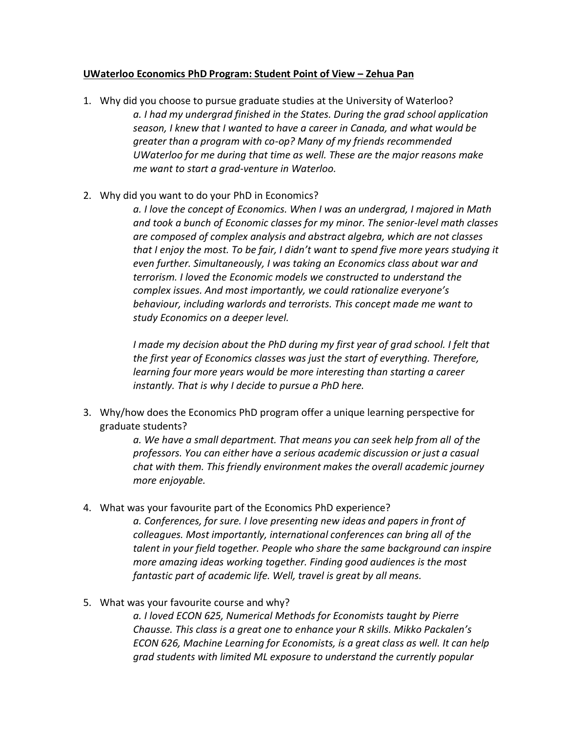**UWaterloo Economics PhD Program: Student Point of View – Zehua Pan**

1. Why did you choose to pursue graduate studies at the University of Waterloo?

    *a. I had my undergrad finished in the States. During the grad school application season, I knew that I wanted to have a career in Canada, and what would be greater than a program with co-op? Many of my friends recommended UWaterloo for me during that time as well. These are the major reasons make me want to start a grad-venture in Waterloo.*

2. Why did you want to do your PhD in Economics?

    *a. I love the concept of Economics. When I was an undergrad, I majored in Math and took a bunch of Economic classes for my minor. The senior-level math classes are composed of complex analysis and abstract algebra, which are not classes that I enjoy the most. To be fair, I didn't want to spend five more years studying it even further. Simultaneously, I was taking an Economics class about war and terrorism. I loved the Economic models we constructed to understand the complex issues. And most importantly, we could rationalize everyone's behaviour, including warlords and terrorists. This concept made me want to study Economics on a deeper level.*

    *I made my decision about the PhD during my first year of grad school. I felt that the first year of Economics classes was just the start of everything. Therefore, learning four more years would be more interesting than starting a career instantly. That is why I decide to pursue a PhD here.*

3. Why/how does the Economics PhD program offer a unique learning perspective for graduate students?

    *a. We have a small department. That means you can seek help from all of the professors. You can either have a serious academic discussion or just a casual chat with them. This friendly environment makes the overall academic journey more enjoyable.*

4. What was your favourite part of the Economics PhD experience?

    *a. Conferences, for sure. I love presenting new ideas and papers in front of colleagues. Most importantly, international conferences can bring all of the talent in your field together. People who share the same background can inspire more amazing ideas working together. Finding good audiences is the most fantastic part of academic life. Well, travel is great by all means.*

5. What was your favourite course and why?

    *a. I loved ECON 625, Numerical Methods for Economists taught by Pierre Chausse. This class is a great one to enhance your R skills. Mikko Packalen's ECON 626, Machine Learning for Economists, is a great class as well. It can help grad students with limited ML exposure to understand the currently popular*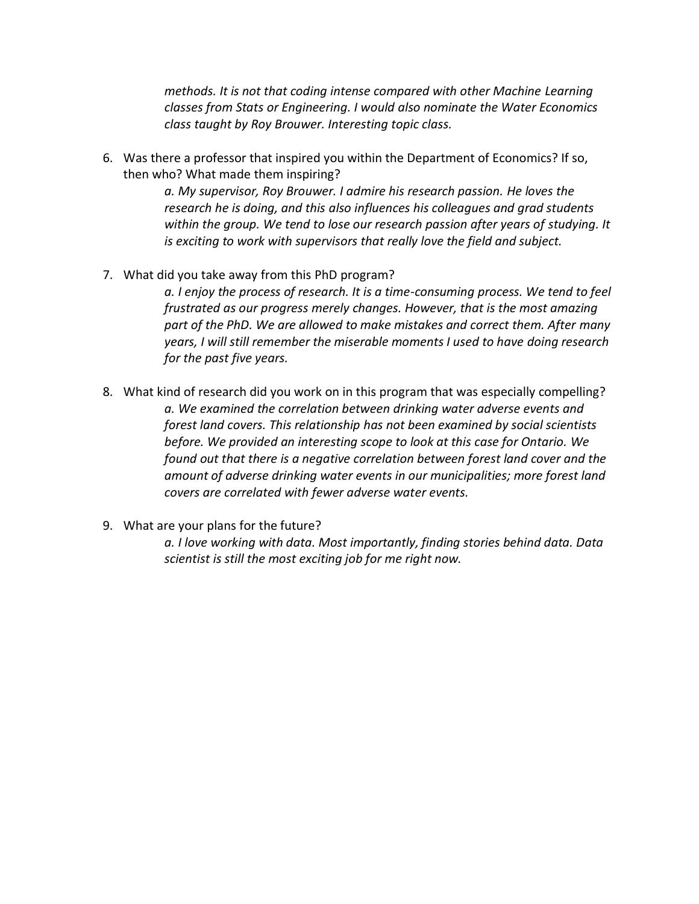*methods. It is not that coding intense compared with other Machine Learning classes from Stats or Engineering. I would also nominate the Water Economics class taught by Roy Brouwer. Interesting topic class.*

6. Was there a professor that inspired you within the Department of Economics? If so, then who? What made them inspiring?
   *a. My supervisor, Roy Brouwer. I admire his research passion. He loves the research he is doing, and this also influences his colleagues and grad students within the group. We tend to lose our research passion after years of studying. It is exciting to work with supervisors that really love the field and subject.*

7. What did you take away from this PhD program?
   *a. I enjoy the process of research. It is a time-consuming process. We tend to feel frustrated as our progress merely changes. However, that is the most amazing part of the PhD. We are allowed to make mistakes and correct them. After many years, I will still remember the miserable moments I used to have doing research for the past five years.*

8. What kind of research did you work on in this program that was especially compelling?
   *a. We examined the correlation between drinking water adverse events and forest land covers. This relationship has not been examined by social scientists before. We provided an interesting scope to look at this case for Ontario. We found out that there is a negative correlation between forest land cover and the amount of adverse drinking water events in our municipalities; more forest land covers are correlated with fewer adverse water events.*

9. What are your plans for the future?
   *a. I love working with data. Most importantly, finding stories behind data. Data scientist is still the most exciting job for me right now.*